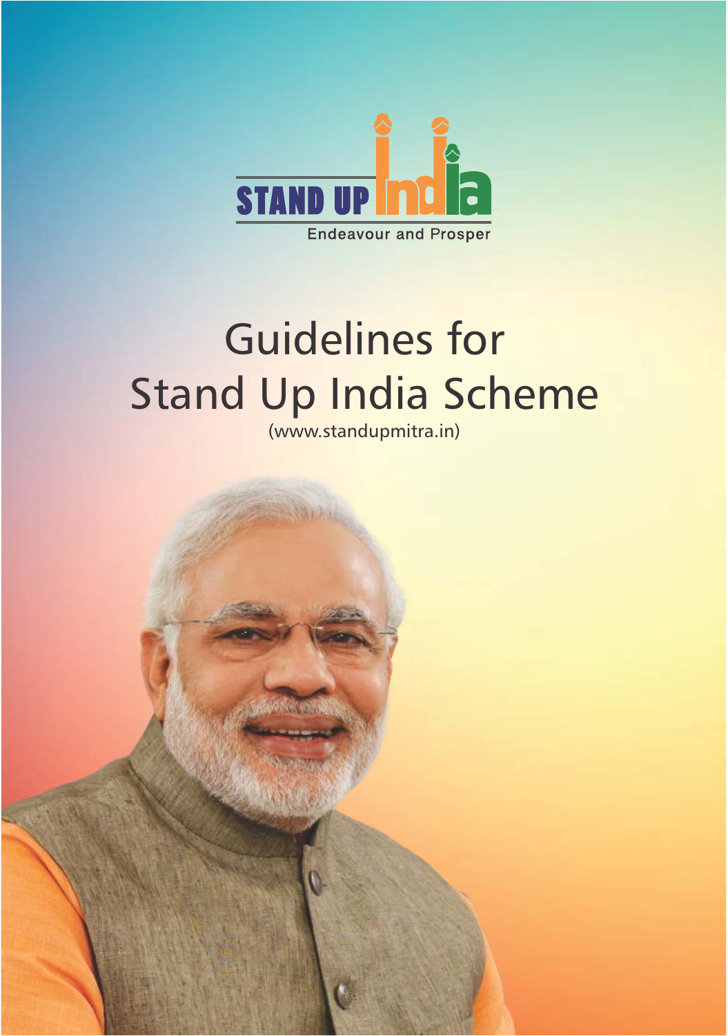STAND UP India

Endeavour and Prosper

# Guidelines for Stand Up India Scheme

(www.standupmitra.in)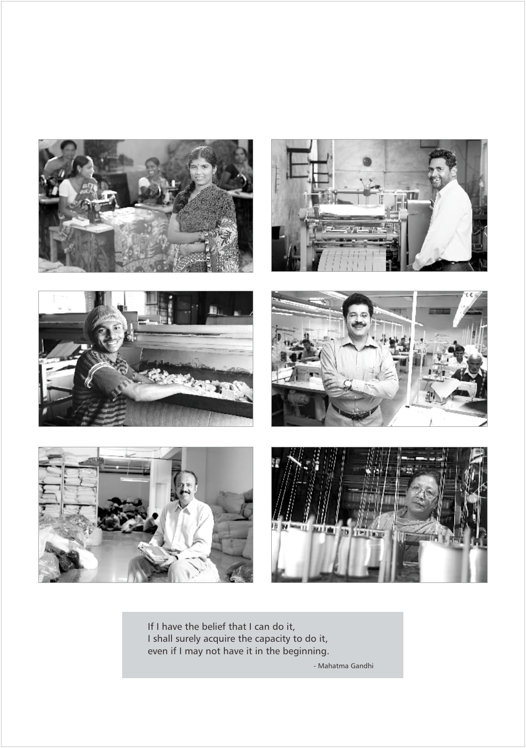If I have the belief that I can do it,
I shall surely acquire the capacity to do it,
even if I may not have it in the beginning.

- Mahatma Gandhi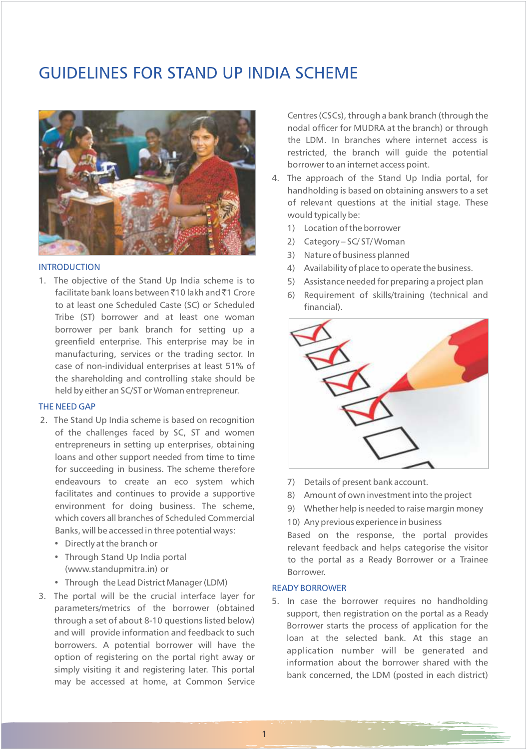# GUIDELINES FOR STAND UP INDIA SCHEME

## INTRODUCTION

1. The objective of the Stand Up India scheme is to facilitate bank loans between ₹10 lakh and ₹1 Crore to at least one Scheduled Caste (SC) or Scheduled Tribe (ST) borrower and at least one woman borrower per bank branch for setting up a greenfield enterprise. This enterprise may be in manufacturing, services or the trading sector. In case of non-individual enterprises at least 51% of the shareholding and controlling stake should be held by either an SC/ST or Woman entrepreneur.

## THE NEED GAP

2. The Stand Up India scheme is based on recognition of the challenges faced by SC, ST and women entrepreneurs in setting up enterprises, obtaining loans and other support needed from time to time for succeeding in business. The scheme therefore endeavours to create an eco system which facilitates and continues to provide a supportive environment for doing business. The scheme, which covers all branches of Scheduled Commercial Banks, will be accessed in three potential ways:
   - Directly at the branch or
   - Through Stand Up India portal (www.standupmitra.in) or
   - Through the Lead District Manager (LDM)

3. The portal will be the crucial interface layer for parameters/metrics of the borrower (obtained through a set of about 8-10 questions listed below) and will provide information and feedback to such borrowers. A potential borrower will have the option of registering on the portal right away or simply visiting it and registering later. This portal may be accessed at home, at Common Service Centres (CSCs), through a bank branch (through the nodal officer for MUDRA at the branch) or through the LDM. In branches where internet access is restricted, the branch will guide the potential borrower to an internet access point.

4. The approach of the Stand Up India portal, for handholding is based on obtaining answers to a set of relevant questions at the initial stage. These would typically be:
   1) Location of the borrower
   2) Category – SC/ ST/ Woman
   3) Nature of business planned
   4) Availability of place to operate the business.
   5) Assistance needed for preparing a project plan
   6) Requirement of skills/training (technical and financial).
   7) Details of present bank account.
   8) Amount of own investment into the project
   9) Whether help is needed to raise margin money
   10) Any previous experience in business

   Based on the response, the portal provides relevant feedback and helps categorise the visitor to the portal as a Ready Borrower or a Trainee Borrower.

## READY BORROWER

5. In case the borrower requires no handholding support, then registration on the portal as a Ready Borrower starts the process of application for the loan at the selected bank. At this stage an application number will be generated and information about the borrower shared with the bank concerned, the LDM (posted in each district)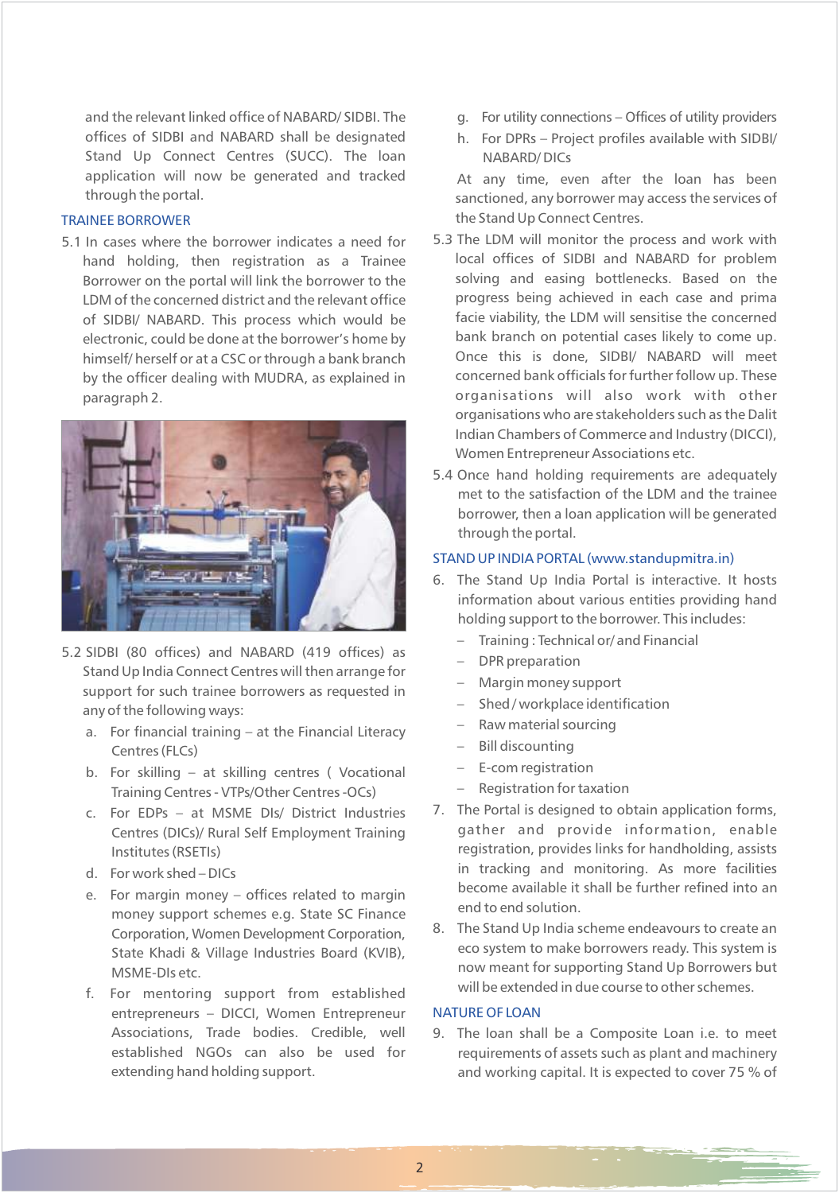and the relevant linked office of NABARD/ SIDBI. The offices of SIDBI and NABARD shall be designated Stand Up Connect Centres (SUCC). The loan application will now be generated and tracked through the portal.

## TRAINEE BORROWER

5.1 In cases where the borrower indicates a need for hand holding, then registration as a Trainee Borrower on the portal will link the borrower to the LDM of the concerned district and the relevant office of SIDBI/ NABARD. This process which would be electronic, could be done at the borrower's home by himself/ herself or at a CSC or through a bank branch by the officer dealing with MUDRA, as explained in paragraph 2.

5.2 SIDBI (80 offices) and NABARD (419 offices) as Stand Up India Connect Centres will then arrange for support for such trainee borrowers as requested in any of the following ways:

a. For financial training – at the Financial Literacy Centres (FLCs)

b. For skilling – at skilling centres ( Vocational Training Centres - VTPs/Other Centres -OCs)

c. For EDPs – at MSME DIs/ District Industries Centres (DICs)/ Rural Self Employment Training Institutes (RSETIs)

d. For work shed – DICs

e. For margin money – offices related to margin money support schemes e.g. State SC Finance Corporation, Women Development Corporation, State Khadi & Village Industries Board (KVIB), MSME-DIs etc.

f. For mentoring support from established entrepreneurs – DICCI, Women Entrepreneur Associations, Trade bodies. Credible, well established NGOs can also be used for extending hand holding support.

g. For utility connections – Offices of utility providers

h. For DPRs – Project profiles available with SIDBI/ NABARD/ DICs

At any time, even after the loan has been sanctioned, any borrower may access the services of the Stand Up Connect Centres.

5.3 The LDM will monitor the process and work with local offices of SIDBI and NABARD for problem solving and easing bottlenecks. Based on the progress being achieved in each case and prima facie viability, the LDM will sensitise the concerned bank branch on potential cases likely to come up. Once this is done, SIDBI/ NABARD will meet concerned bank officials for further follow up. These organisations will also work with other organisations who are stakeholders such as the Dalit Indian Chambers of Commerce and Industry (DICCI), Women Entrepreneur Associations etc.

5.4 Once hand holding requirements are adequately met to the satisfaction of the LDM and the trainee borrower, then a loan application will be generated through the portal.

## STAND UP INDIA PORTAL (www.standupmitra.in)

6. The Stand Up India Portal is interactive. It hosts information about various entities providing hand holding support to the borrower. This includes:

- Training : Technical or/ and Financial
- DPR preparation
- Margin money support
- Shed / workplace identification
- Raw material sourcing
- Bill discounting
- E-com registration
- Registration for taxation

7. The Portal is designed to obtain application forms, gather and provide information, enable registration, provides links for handholding, assists in tracking and monitoring. As more facilities become available it shall be further refined into an end to end solution.

8. The Stand Up India scheme endeavours to create an eco system to make borrowers ready. This system is now meant for supporting Stand Up Borrowers but will be extended in due course to other schemes.

## NATURE OF LOAN

9. The loan shall be a Composite Loan i.e. to meet requirements of assets such as plant and machinery and working capital. It is expected to cover 75 % of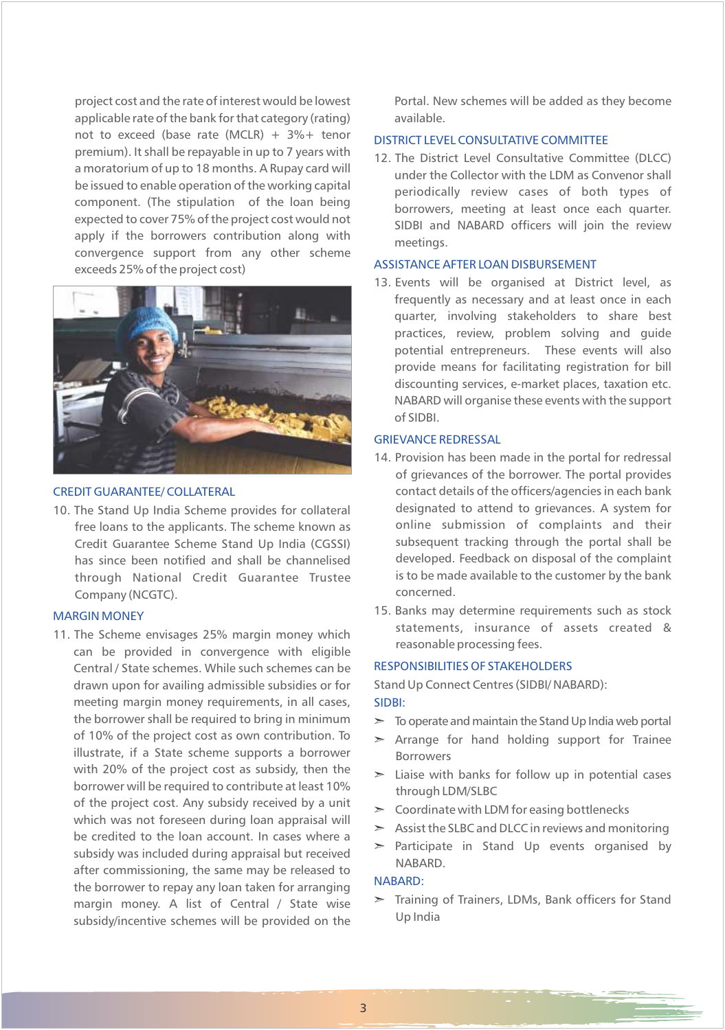project cost and the rate of interest would be lowest applicable rate of the bank for that category (rating) not to exceed (base rate (MCLR) + 3%+ tenor premium). It shall be repayable in up to 7 years with a moratorium of up to 18 months. A Rupay card will be issued to enable operation of the working capital component. (The stipulation of the loan being expected to cover 75% of the project cost would not apply if the borrowers contribution along with convergence support from any other scheme exceeds 25% of the project cost)

### CREDIT GUARANTEE/ COLLATERAL

10. The Stand Up India Scheme provides for collateral free loans to the applicants. The scheme known as Credit Guarantee Scheme Stand Up India (CGSSI) has since been notified and shall be channelised through National Credit Guarantee Trustee Company (NCGTC).

### MARGIN MONEY

11. The Scheme envisages 25% margin money which can be provided in convergence with eligible Central / State schemes. While such schemes can be drawn upon for availing admissible subsidies or for meeting margin money requirements, in all cases, the borrower shall be required to bring in minimum of 10% of the project cost as own contribution. To illustrate, if a State scheme supports a borrower with 20% of the project cost as subsidy, then the borrower will be required to contribute at least 10% of the project cost. Any subsidy received by a unit which was not foreseen during loan appraisal will be credited to the loan account. In cases where a subsidy was included during appraisal but received after commissioning, the same may be released to the borrower to repay any loan taken for arranging margin money. A list of Central / State wise subsidy/incentive schemes will be provided on the Portal. New schemes will be added as they become available.

### DISTRICT LEVEL CONSULTATIVE COMMITTEE

12. The District Level Consultative Committee (DLCC) under the Collector with the LDM as Convenor shall periodically review cases of both types of borrowers, meeting at least once each quarter. SIDBI and NABARD officers will join the review meetings.

### ASSISTANCE AFTER LOAN DISBURSEMENT

13. Events will be organised at District level, as frequently as necessary and at least once in each quarter, involving stakeholders to share best practices, review, problem solving and guide potential entrepreneurs. These events will also provide means for facilitating registration for bill discounting services, e-market places, taxation etc. NABARD will organise these events with the support of SIDBI.

### GRIEVANCE REDRESSAL

14. Provision has been made in the portal for redressal of grievances of the borrower. The portal provides contact details of the officers/agencies in each bank designated to attend to grievances. A system for online submission of complaints and their subsequent tracking through the portal shall be developed. Feedback on disposal of the complaint is to be made available to the customer by the bank concerned.
15. Banks may determine requirements such as stock statements, insurance of assets created & reasonable processing fees.

### RESPONSIBILITIES OF STAKEHOLDERS

Stand Up Connect Centres (SIDBI/ NABARD):

**SIDBI:**

- To operate and maintain the Stand Up India web portal
- Arrange for hand holding support for Trainee Borrowers
- Liaise with banks for follow up in potential cases through LDM/SLBC
- Coordinate with LDM for easing bottlenecks
- Assist the SLBC and DLCC in reviews and monitoring
- Participate in Stand Up events organised by NABARD.

**NABARD:**

- Training of Trainers, LDMs, Bank officers for Stand Up India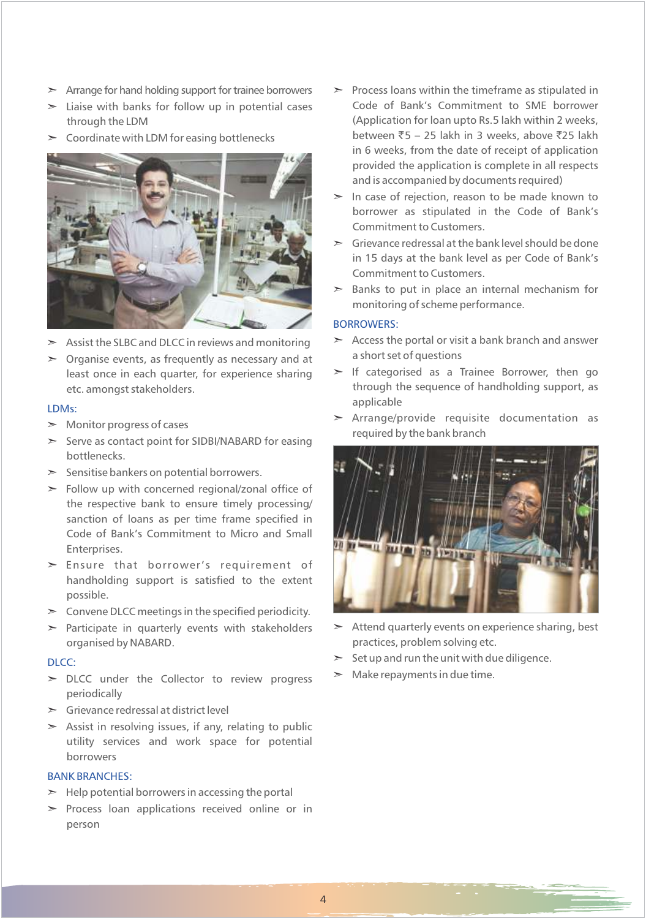- Arrange for hand holding support for trainee borrowers
- Liaise with banks for follow up in potential cases through the LDM
- Coordinate with LDM for easing bottlenecks
- Assist the SLBC and DLCC in reviews and monitoring
- Organise events, as frequently as necessary and at least once in each quarter, for experience sharing etc. amongst stakeholders.

## LDMs:

- Monitor progress of cases
- Serve as contact point for SIDBI/NABARD for easing bottlenecks.
- Sensitise bankers on potential borrowers.
- Follow up with concerned regional/zonal office of the respective bank to ensure timely processing/ sanction of loans as per time frame specified in Code of Bank's Commitment to Micro and Small Enterprises.
- Ensure that borrower's requirement of handholding support is satisfied to the extent possible.
- Convene DLCC meetings in the specified periodicity.
- Participate in quarterly events with stakeholders organised by NABARD.

## DLCC:

- DLCC under the Collector to review progress periodically
- Grievance redressal at district level
- Assist in resolving issues, if any, relating to public utility services and work space for potential borrowers

## BANK BRANCHES:

- Help potential borrowers in accessing the portal
- Process loan applications received online or in person
- Process loans within the timeframe as stipulated in Code of Bank's Commitment to SME borrower (Application for loan upto Rs.5 lakh within 2 weeks, between ₹5 – 25 lakh in 3 weeks, above ₹25 lakh in 6 weeks, from the date of receipt of application provided the application is complete in all respects and is accompanied by documents required)
- In case of rejection, reason to be made known to borrower as stipulated in the Code of Bank's Commitment to Customers.
- Grievance redressal at the bank level should be done in 15 days at the bank level as per Code of Bank's Commitment to Customers.
- Banks to put in place an internal mechanism for monitoring of scheme performance.

## BORROWERS:

- Access the portal or visit a bank branch and answer a short set of questions
- If categorised as a Trainee Borrower, then go through the sequence of handholding support, as applicable
- Arrange/provide requisite documentation as required by the bank branch
- Attend quarterly events on experience sharing, best practices, problem solving etc.
- Set up and run the unit with due diligence.
- Make repayments in due time.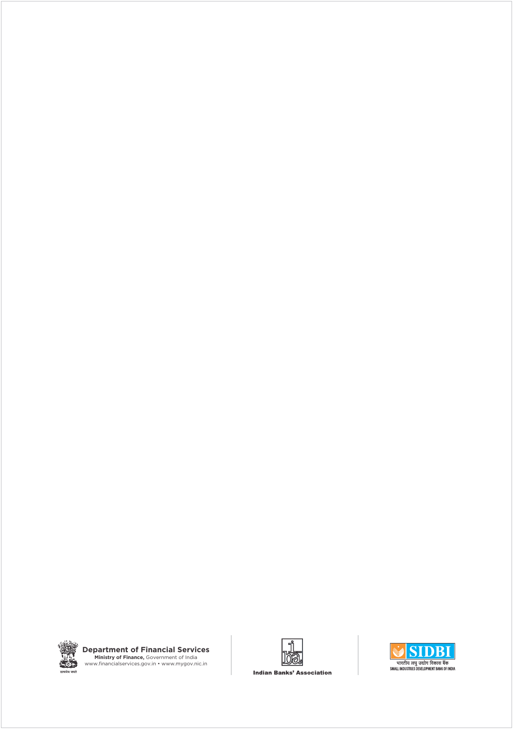**Department of Financial Services**
**Ministry of Finance,** Government of India
www.financialservices.gov.in • www.mygov.nic.in

सत्यमेव जयते

**Indian Banks' Association**

SIDBI
भारतीय लघु उद्योग विकास बैंक
SMALL INDUSTRIES DEVELOPMENT BANK OF INDIA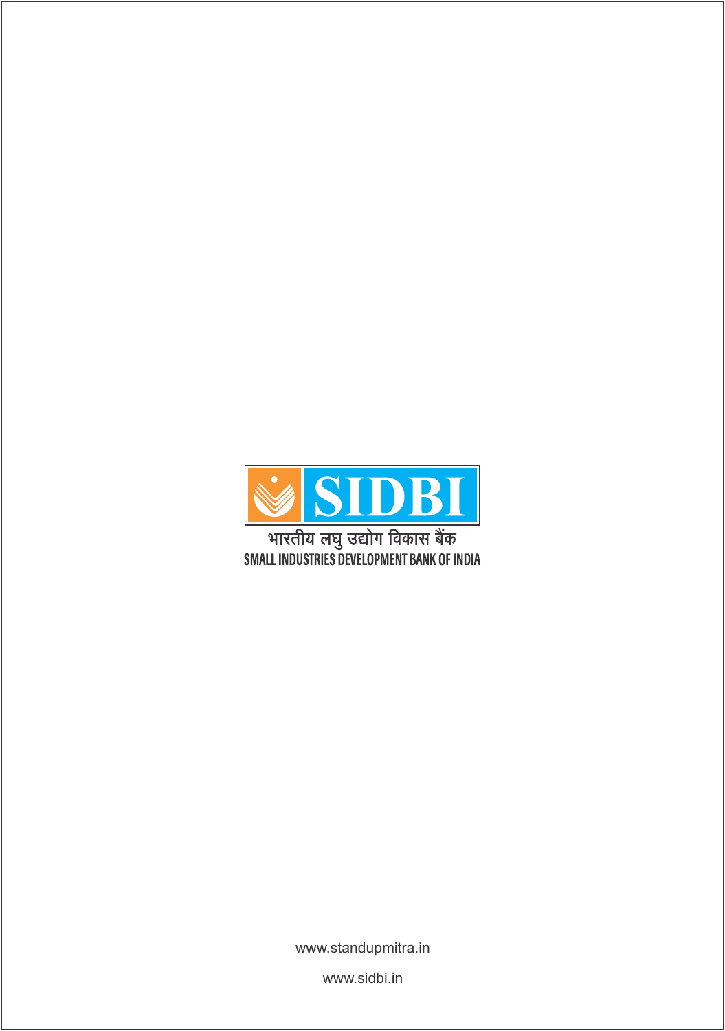SIDBI

भारतीय लघु उद्योग विकास बैंक

SMALL INDUSTRIES DEVELOPMENT BANK OF INDIA

www.standupmitra.in

www.sidbi.in